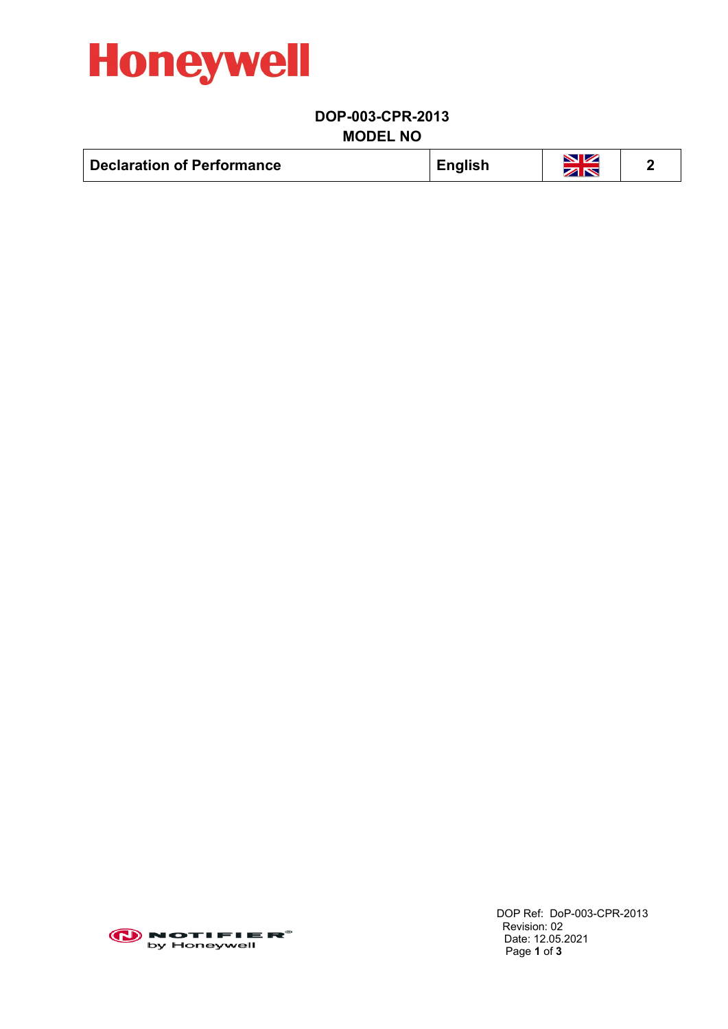**DOP-003-CPR-2013**

**MODEL NO**

| Declaration of Performance | English | | 2 |
|---|---|---|---|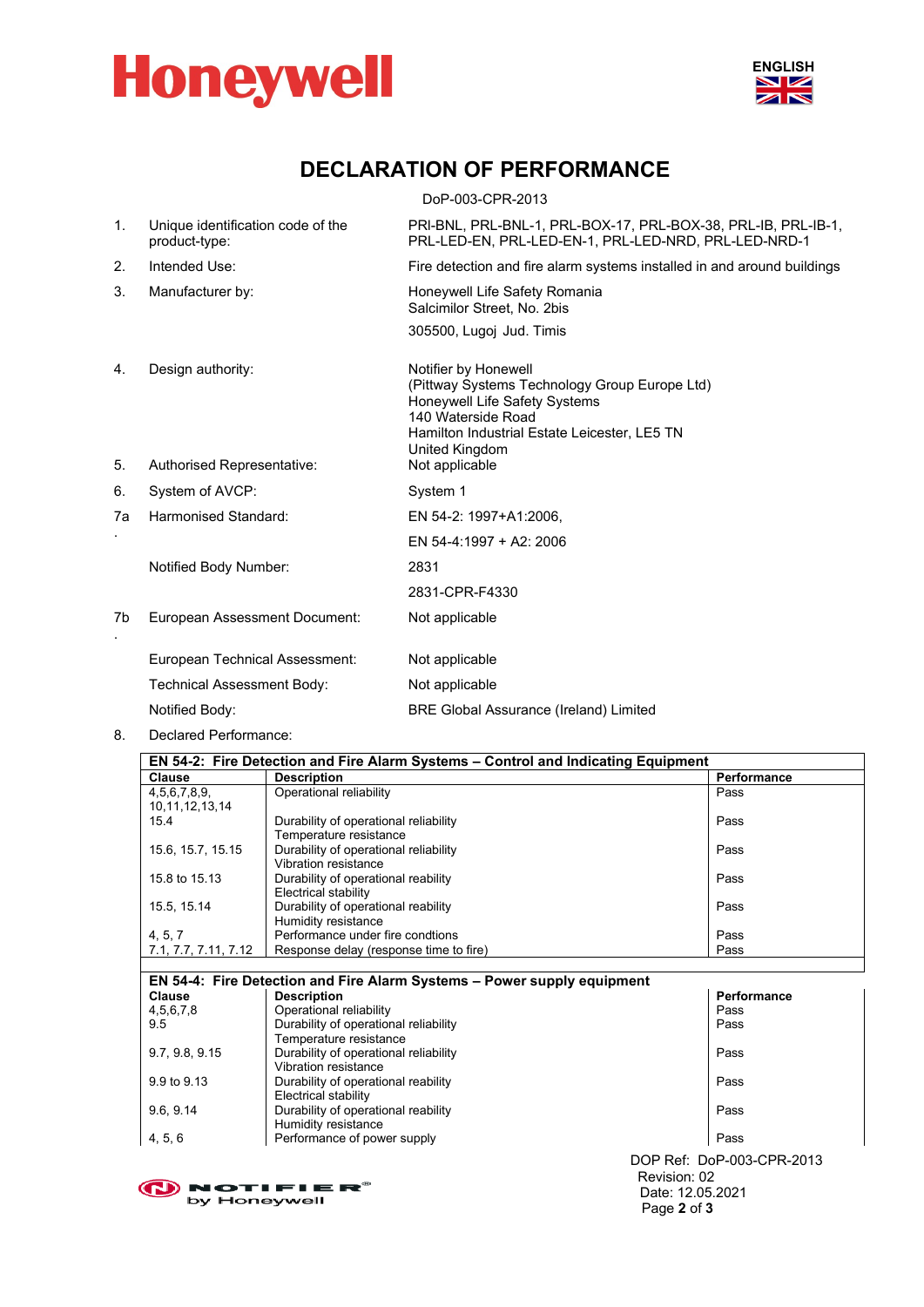ENGLISH

# DECLARATION OF PERFORMANCE

DoP-003-CPR-2013

| | | |
|---|---|---|
| 1. | Unique identification code of the product-type: | PRI-BNL, PRL-BNL-1, PRL-BOX-17, PRL-BOX-38, PRL-IB, PRL-IB-1, PRL-LED-EN, PRL-LED-EN-1, PRL-LED-NRD, PRL-LED-NRD-1 |
| 2. | Intended Use: | Fire detection and fire alarm systems installed in and around buildings |
| 3. | Manufacturer by: | Honeywell Life Safety Romania<br>Salcimilor Street, No. 2bis<br>305500, Lugoj Jud. Timis |
| 4. | Design authority: | Notifier by Honewell<br>(Pittway Systems Technology Group Europe Ltd)<br>Honeywell Life Safety Systems<br>140 Waterside Road<br>Hamilton Industrial Estate Leicester, LE5 TN<br>United Kingdom |
| 5. | Authorised Representative: | Not applicable |
| 6. | System of AVCP: | System 1 |
| 7a. | Harmonised Standard: | EN 54-2: 1997+A1:2006,<br>EN 54-4:1997 + A2: 2006 |
| | Notified Body Number: | 2831<br>2831-CPR-F4330 |
| 7b. | European Assessment Document: | Not applicable |
| | European Technical Assessment: | Not applicable |
| | Technical Assessment Body: | Not applicable |
| | Notified Body: | BRE Global Assurance (Ireland) Limited |
| 8. | Declared Performance: | |

**EN 54-2: Fire Detection and Fire Alarm Systems – Control and Indicating Equipment**

| Clause | Description | Performance |
|---|---|---|
| 4,5,6,7,8,9, 10,11,12,13,14 | Operational reliability | Pass |
| 15.4 | Durability of operational reliability<br>Temperature resistance | Pass |
| 15.6, 15.7, 15.15 | Durability of operational reliability<br>Vibration resistance | Pass |
| 15.8 to 15.13 | Durability of operational reability<br>Electrical stability | Pass |
| 15.5, 15.14 | Durability of operational reability<br>Humidity resistance | Pass |
| 4, 5, 7 | Performance under fire condtions | Pass |
| 7.1, 7.7, 7.11, 7.12 | Response delay (response time to fire) | Pass |

**EN 54-4: Fire Detection and Fire Alarm Systems – Power supply equipment**

| Clause | Description | Performance |
|---|---|---|
| 4,5,6,7,8 | Operational reliability | Pass |
| 9.5 | Durability of operational reliability<br>Temperature resistance | Pass |
| 9.7, 9.8, 9.15 | Durability of operational reliability<br>Vibration resistance | Pass |
| 9.9 to 9.13 | Durability of operational reability<br>Electrical stability | Pass |
| 9.6, 9.14 | Durability of operational reability<br>Humidity resistance | Pass |
| 4, 5, 6 | Performance of power supply | Pass |

DOP Ref: DoP-003-CPR-2013
Revision: 02
Date: 12.05.2021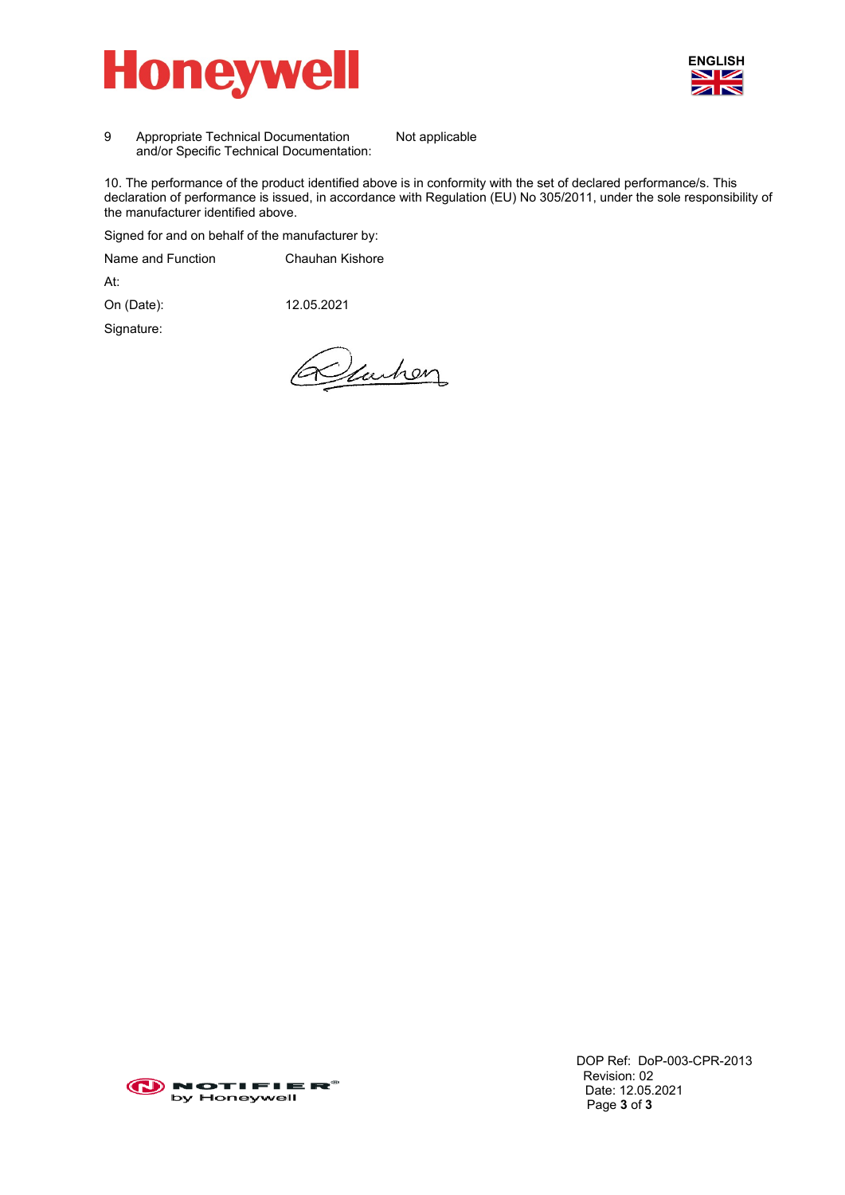9 Appropriate Technical Documentation and/or Specific Technical Documentation: Not applicable

10. The performance of the product identified above is in conformity with the set of declared performance/s. This declaration of performance is issued, in accordance with Regulation (EU) No 305/2011, under the sole responsibility of the manufacturer identified above.

Signed for and on behalf of the manufacturer by:

Name and Function Chauhan Kishore

At:

On (Date): 12.05.2021

Signature:

DOP Ref: DoP-003-CPR-2013
Revision: 02
Date: 12.05.2021